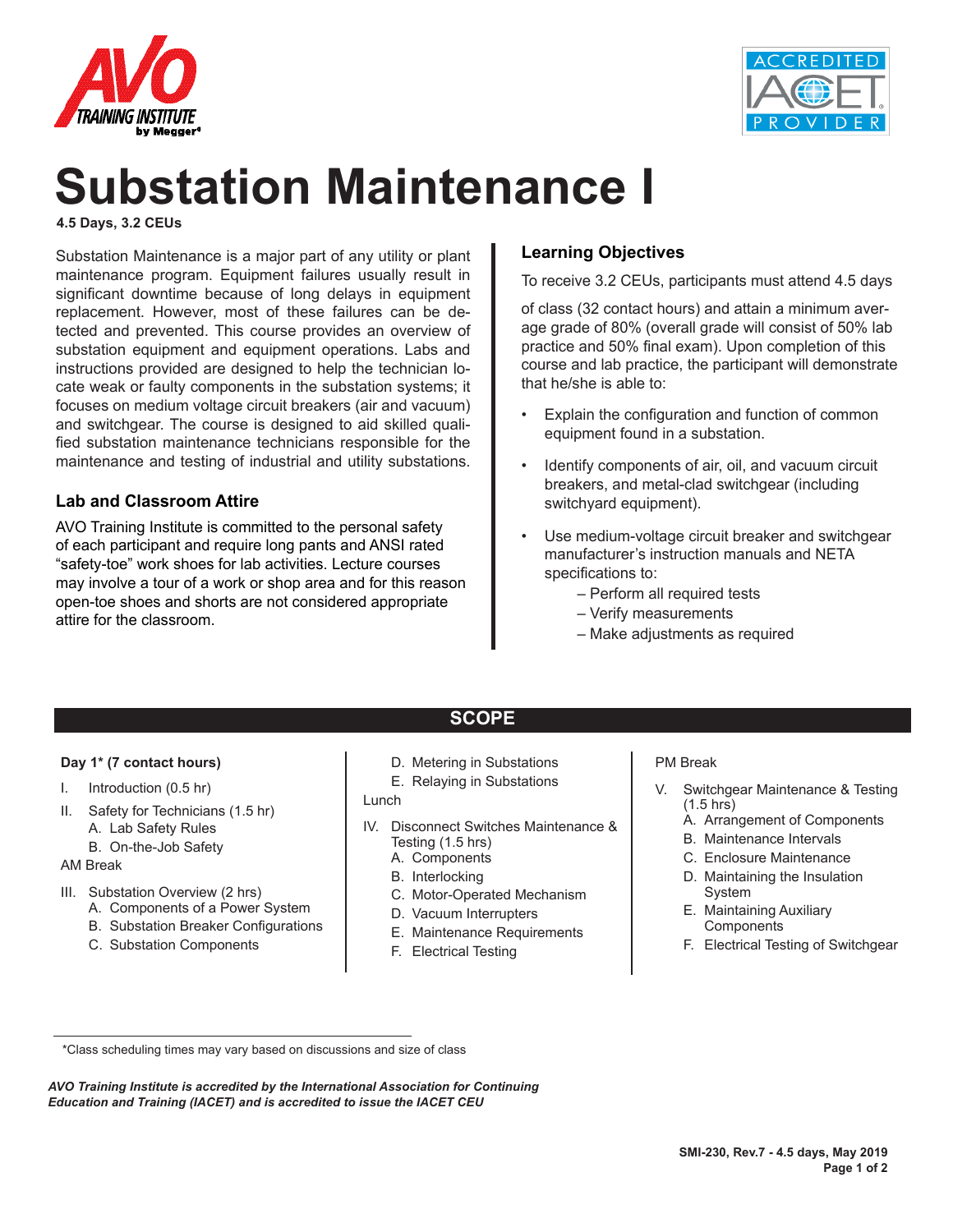# Substation Maintenance I

**4.5 Days, 3.2 CEUs**

Substation Maintenance is a major part of any utility or plant maintenance program. Equipment failures usually result in significant downtime because of long delays in equipment replacement. However, most of these failures can be detected and prevented. This course provides an overview of substation equipment and equipment operations. Labs and instructions provided are designed to help the technician locate weak or faulty components in the substation systems; it focuses on medium voltage circuit breakers (air and vacuum) and switchgear. The course is designed to aid skilled qualified substation maintenance technicians responsible for the maintenance and testing of industrial and utility substations.

### Lab and Classroom Attire

AVO Training Institute is committed to the personal safety of each participant and require long pants and ANSI rated "safety-toe" work shoes for lab activities. Lecture courses may involve a tour of a work or shop area and for this reason open-toe shoes and shorts are not considered appropriate attire for the classroom.

### Learning Objectives

To receive 3.2 CEUs, participants must attend 4.5 days

of class (32 contact hours) and attain a minimum average grade of 80% (overall grade will consist of 50% lab practice and 50% final exam). Upon completion of this course and lab practice, the participant will demonstrate that he/she is able to:

- Explain the configuration and function of common equipment found in a substation.
- Identify components of air, oil, and vacuum circuit breakers, and metal-clad switchgear (including switchyard equipment).
- Use medium-voltage circuit breaker and switchgear manufacturer's instruction manuals and NETA specifications to:
  - – Perform all required tests
  - – Verify measurements
  - – Make adjustments as required

## SCOPE

**Day 1\* (7 contact hours)**

I. Introduction (0.5 hr)

II. Safety for Technicians (1.5 hr)
  - A. Lab Safety Rules
  - B. On-the-Job Safety

AM Break

III. Substation Overview (2 hrs)
  - A. Components of a Power System
  - B. Substation Breaker Configurations
  - C. Substation Components
  - D. Metering in Substations
  - E. Relaying in Substations

Lunch

IV. Disconnect Switches Maintenance & Testing (1.5 hrs)
  - A. Components
  - B. Interlocking
  - C. Motor-Operated Mechanism
  - D. Vacuum Interrupters
  - E. Maintenance Requirements
  - F. Electrical Testing

PM Break

V. Switchgear Maintenance & Testing (1.5 hrs)
  - A. Arrangement of Components
  - B. Maintenance Intervals
  - C. Enclosure Maintenance
  - D. Maintaining the Insulation System
  - E. Maintaining Auxiliary Components
  - F. Electrical Testing of Switchgear

\*Class scheduling times may vary based on discussions and size of class

*AVO Training Institute is accredited by the International Association for Continuing Education and Training (IACET) and is accredited to issue the IACET CEU*

**SMI-230, Rev.7 - 4.5 days, May 2019**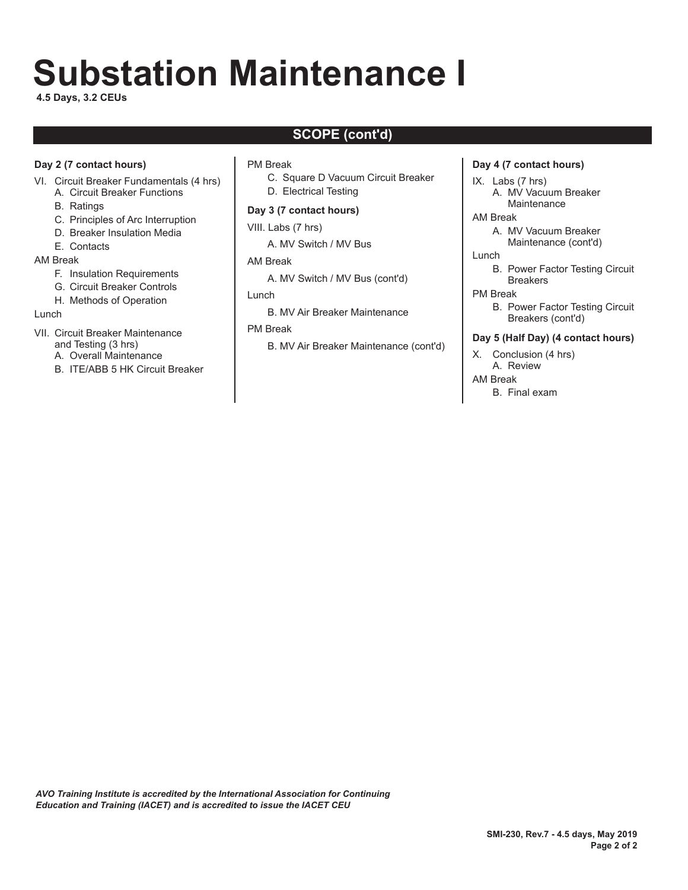# Substation Maintenance I

**4.5 Days, 3.2 CEUs**

## SCOPE (cont'd)

**Day 2 (7 contact hours)**

VI. Circuit Breaker Fundamentals (4 hrs)
- A. Circuit Breaker Functions
- B. Ratings
- C. Principles of Arc Interruption
- D. Breaker Insulation Media
- E. Contacts

AM Break
- F. Insulation Requirements
- G. Circuit Breaker Controls
- H. Methods of Operation

Lunch

VII. Circuit Breaker Maintenance and Testing (3 hrs)
- A. Overall Maintenance
- B. ITE/ABB 5 HK Circuit Breaker

PM Break
- C. Square D Vacuum Circuit Breaker
- D. Electrical Testing

**Day 3 (7 contact hours)**

VIII. Labs (7 hrs)
- A. MV Switch / MV Bus

AM Break
- A. MV Switch / MV Bus (cont'd)

Lunch
- B. MV Air Breaker Maintenance

PM Break
- B. MV Air Breaker Maintenance (cont'd)

**Day 4 (7 contact hours)**

IX. Labs (7 hrs)
- A. MV Vacuum Breaker Maintenance

AM Break
- A. MV Vacuum Breaker Maintenance (cont'd)

Lunch
- B. Power Factor Testing Circuit Breakers

PM Break
- B. Power Factor Testing Circuit Breakers (cont'd)

**Day 5 (Half Day) (4 contact hours)**

X. Conclusion (4 hrs)
- A. Review

AM Break
- B. Final exam

*AVO Training Institute is accredited by the International Association for Continuing Education and Training (IACET) and is accredited to issue the IACET CEU*

**SMI-230, Rev.7 - 4.5 days, May 2019**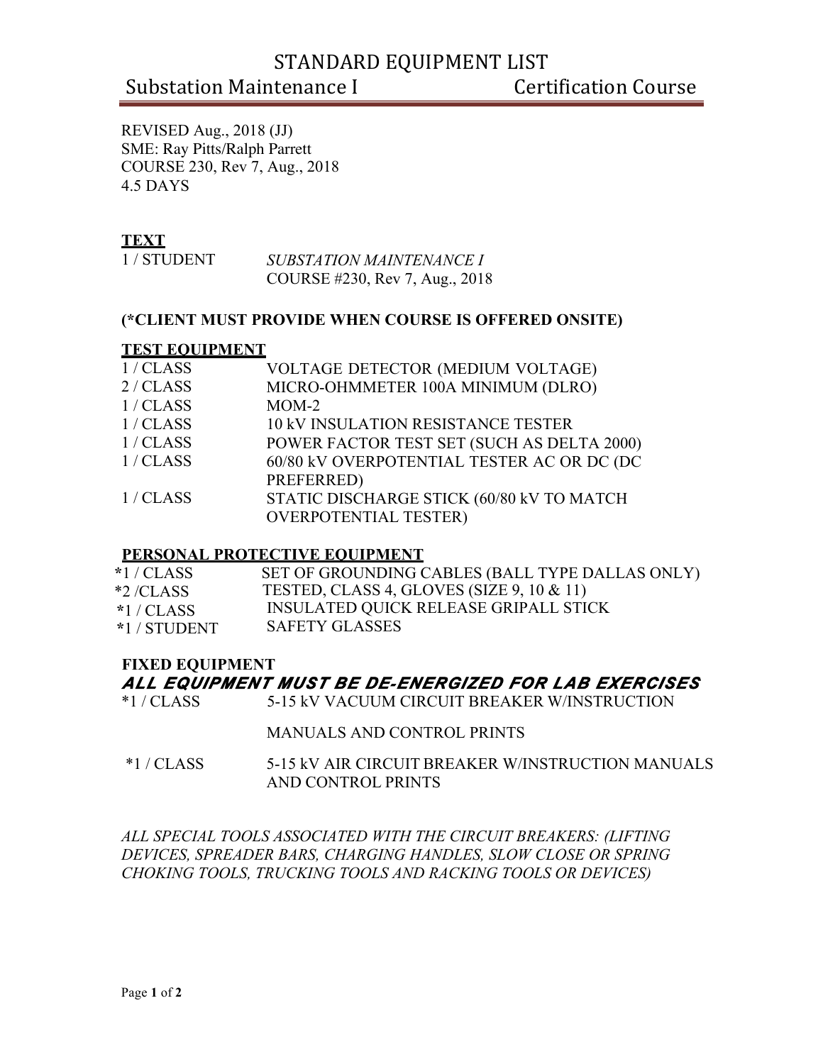# STANDARD EQUIPMENT LIST

## Substation Maintenance I Certification Course

REVISED Aug., 2018 (JJ)
SME: Ray Pitts/Ralph Parrett
COURSE 230, Rev 7, Aug., 2018
4.5 DAYS

### TEXT

| | |
|---|---|
| 1 / STUDENT | *SUBSTATION MAINTENANCE I* COURSE #230, Rev 7, Aug., 2018 |

**(*CLIENT MUST PROVIDE WHEN COURSE IS OFFERED ONSITE)**

### TEST EQUIPMENT

| | |
|---|---|
| 1 / CLASS | VOLTAGE DETECTOR (MEDIUM VOLTAGE) |
| 2 / CLASS | MICRO-OHMMETER 100A MINIMUM (DLRO) |
| 1 / CLASS | MOM-2 |
| 1 / CLASS | 10 kV INSULATION RESISTANCE TESTER |
| 1 / CLASS | POWER FACTOR TEST SET (SUCH AS DELTA 2000) |
| 1 / CLASS | 60/80 kV OVERPOTENTIAL TESTER AC OR DC (DC PREFERRED) |
| 1 / CLASS | STATIC DISCHARGE STICK (60/80 kV TO MATCH OVERPOTENTIAL TESTER) |

### PERSONAL PROTECTIVE EQUIPMENT

| | |
|---|---|
| *1 / CLASS | SET OF GROUNDING CABLES (BALL TYPE DALLAS ONLY) |
| *2 /CLASS | TESTED, CLASS 4, GLOVES (SIZE 9, 10 & 11) |
| *1 / CLASS | INSULATED QUICK RELEASE GRIPALL STICK |
| *1 / STUDENT | SAFETY GLASSES |

### FIXED EQUIPMENT

***ALL EQUIPMENT MUST BE DE-ENERGIZED FOR LAB EXERCISES***

| | |
|---|---|
| *1 / CLASS | 5-15 kV VACUUM CIRCUIT BREAKER W/INSTRUCTION MANUALS AND CONTROL PRINTS |
| *1 / CLASS | 5-15 kV AIR CIRCUIT BREAKER W/INSTRUCTION MANUALS AND CONTROL PRINTS |

*ALL SPECIAL TOOLS ASSOCIATED WITH THE CIRCUIT BREAKERS: (LIFTING DEVICES, SPREADER BARS, CHARGING HANDLES, SLOW CLOSE OR SPRING CHOKING TOOLS, TRUCKING TOOLS AND RACKING TOOLS OR DEVICES)*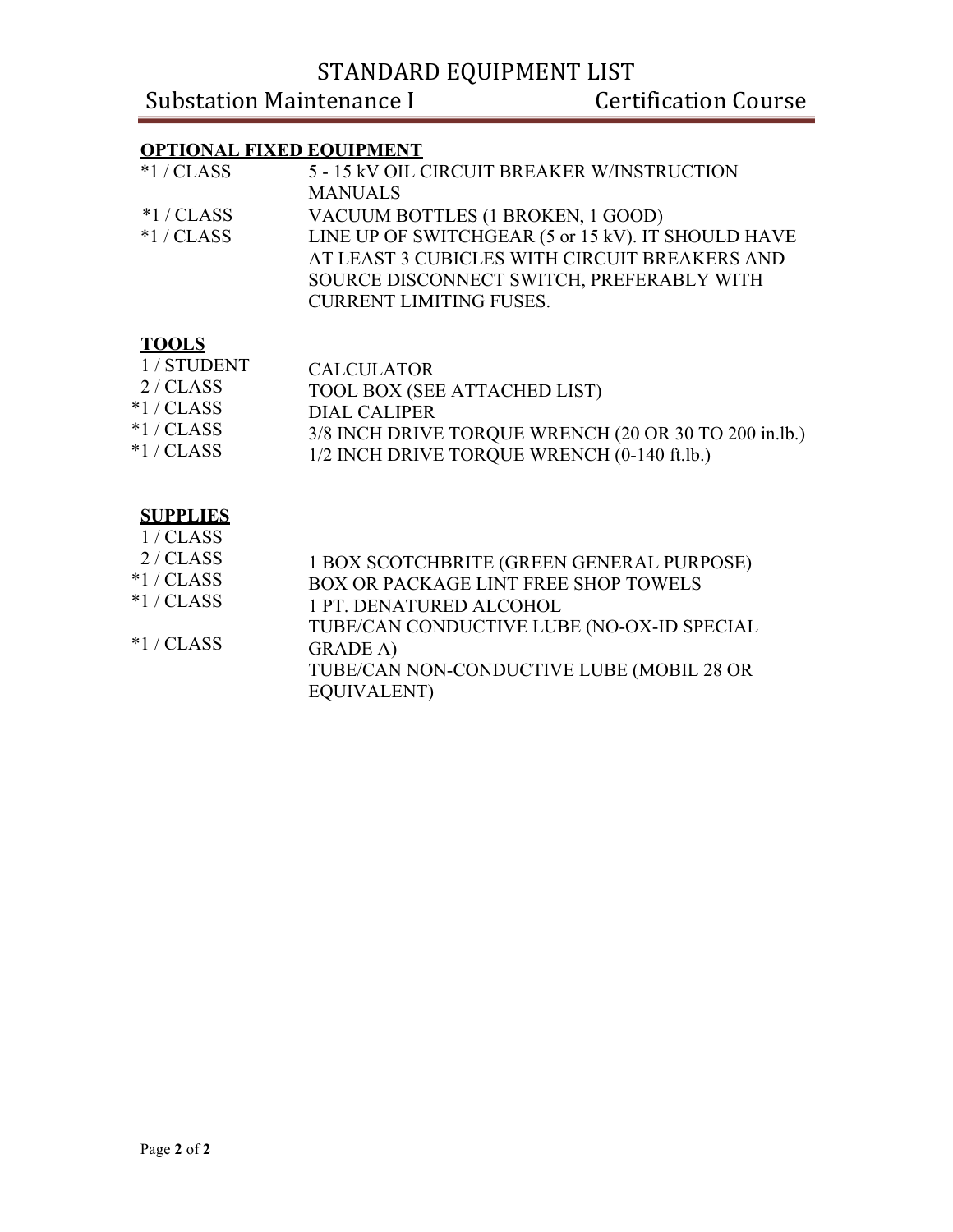### OPTIONAL FIXED EQUIPMENT

| | |
|---|---|
| *1 / CLASS | 5 - 15 kV OIL CIRCUIT BREAKER W/INSTRUCTION MANUALS |
| *1 / CLASS | VACUUM BOTTLES (1 BROKEN, 1 GOOD) |
| *1 / CLASS | LINE UP OF SWITCHGEAR (5 or 15 kV). IT SHOULD HAVE AT LEAST 3 CUBICLES WITH CIRCUIT BREAKERS AND SOURCE DISCONNECT SWITCH, PREFERABLY WITH CURRENT LIMITING FUSES. |

### TOOLS

| | |
|---|---|
| 1 / STUDENT | CALCULATOR |
| 2 / CLASS | TOOL BOX (SEE ATTACHED LIST) |
| *1 / CLASS | DIAL CALIPER |
| *1 / CLASS | 3/8 INCH DRIVE TORQUE WRENCH (20 OR 30 TO 200 in.lb.) |
| *1 / CLASS | 1/2 INCH DRIVE TORQUE WRENCH (0-140 ft.lb.) |

### SUPPLIES

| | |
|---|---|
| 1 / CLASS | 1 BOX SCOTCHBRITE (GREEN GENERAL PURPOSE) |
| 2 / CLASS | BOX OR PACKAGE LINT FREE SHOP TOWELS |
| *1 / CLASS | 1 PT. DENATURED ALCOHOL |
| *1 / CLASS | TUBE/CAN CONDUCTIVE LUBE (NO-OX-ID SPECIAL GRADE A) |
| *1 / CLASS | TUBE/CAN NON-CONDUCTIVE LUBE (MOBIL 28 OR EQUIVALENT) |